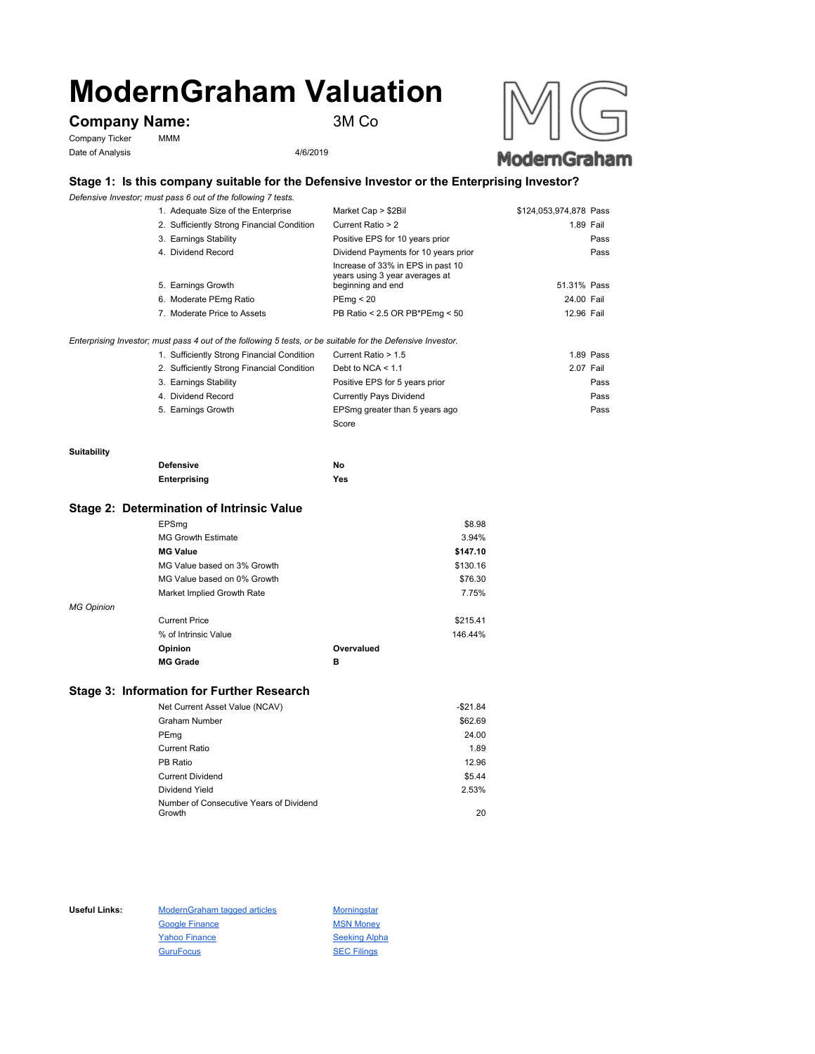# ModernGraham Valuation

## Company Name: 3M Co

Company Ticker MMM

Date of Analysis 4/6/2019

### Stage 1: Is this company suitable for the Defensive Investor or the Enterprising Investor?

*Defensive Investor; must pass 6 out of the following 7 tests.*

| Test | Criterion | Value | Result |
|---|---|---|---|
| 1. Adequate Size of the Enterprise | Market Cap > $2Bil | $124,053,974,878 | Pass |
| 2. Sufficiently Strong Financial Condition | Current Ratio > 2 | 1.89 | Fail |
| 3. Earnings Stability | Positive EPS for 10 years prior | | Pass |
| 4. Dividend Record | Dividend Payments for 10 years prior | | Pass |
| 5. Earnings Growth | Increase of 33% in EPS in past 10 years using 3 year averages at beginning and end | 51.31% | Pass |
| 6. Moderate PEmg Ratio | PEmg < 20 | 24.00 | Fail |
| 7. Moderate Price to Assets | PB Ratio < 2.5 OR PB*PEmg < 50 | 12.96 | Fail |

*Enterprising Investor; must pass 4 out of the following 5 tests, or be suitable for the Defensive Investor.*

| Test | Criterion | Value | Result |
|---|---|---|---|
| 1. Sufficiently Strong Financial Condition | Current Ratio > 1.5 | 1.89 | Pass |
| 2. Sufficiently Strong Financial Condition | Debt to NCA < 1.1 | 2.07 | Fail |
| 3. Earnings Stability | Positive EPS for 5 years prior | | Pass |
| 4. Dividend Record | Currently Pays Dividend | | Pass |
| 5. Earnings Growth | EPSmg greater than 5 years ago | | Pass |
| | Score | | |

**Suitability**

| | |
|---|---|
| **Defensive** | No |
| **Enterprising** | Yes |

### Stage 2: Determination of Intrinsic Value

| | |
|---|---|
| EPSmg | $8.98 |
| MG Growth Estimate | 3.94% |
| **MG Value** | **$147.10** |
| MG Value based on 3% Growth | $130.16 |
| MG Value based on 0% Growth | $76.30 |
| Market Implied Growth Rate | 7.75% |

*MG Opinion*

| | |
|---|---|
| Current Price | $215.41 |
| % of Intrinsic Value | 146.44% |
| **Opinion** | **Overvalued** |
| **MG Grade** | **B** |

### Stage 3: Information for Further Research

| | |
|---|---|
| Net Current Asset Value (NCAV) | -$21.84 |
| Graham Number | $62.69 |
| PEmg | 24.00 |
| Current Ratio | 1.89 |
| PB Ratio | 12.96 |
| Current Dividend | $5.44 |
| Dividend Yield | 2.53% |
| Number of Consecutive Years of Dividend Growth | 20 |

**Useful Links:**

| | |
|---|---|
| ModernGraham tagged articles | Morningstar |
| Google Finance | MSN Money |
| Yahoo Finance | Seeking Alpha |
| GuruFocus | SEC Filings |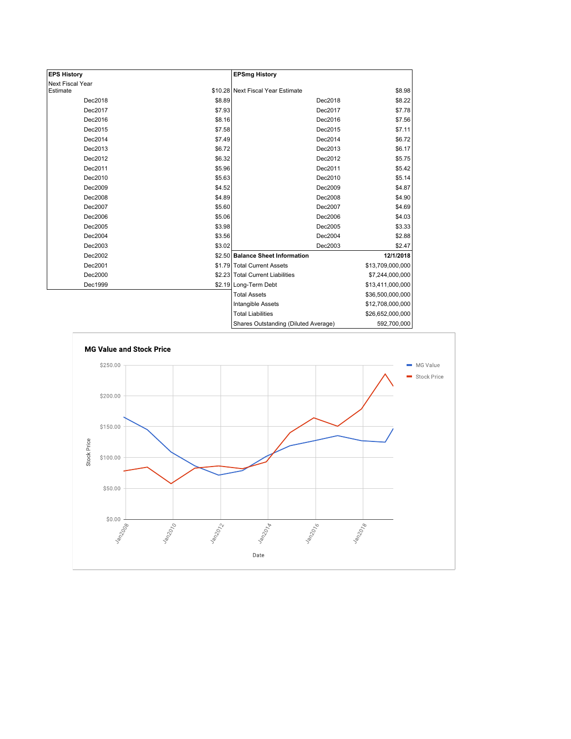| EPS History | |
|---|---|
| Next Fiscal Year Estimate | $10.28 |
| Dec2018 | $8.89 |
| Dec2017 | $7.93 |
| Dec2016 | $8.16 |
| Dec2015 | $7.58 |
| Dec2014 | $7.49 |
| Dec2013 | $6.72 |
| Dec2012 | $6.32 |
| Dec2011 | $5.96 |
| Dec2010 | $5.63 |
| Dec2009 | $4.52 |
| Dec2008 | $4.89 |
| Dec2007 | $5.60 |
| Dec2006 | $5.06 |
| Dec2005 | $3.98 |
| Dec2004 | $3.56 |
| Dec2003 | $3.02 |
| Dec2002 | $2.50 |
| Dec2001 | $1.79 |
| Dec2000 | $2.23 |
| Dec1999 | $2.19 |

| EPSmg History | |
|---|---|
| Next Fiscal Year Estimate | $8.98 |
| Dec2018 | $8.22 |
| Dec2017 | $7.78 |
| Dec2016 | $7.56 |
| Dec2015 | $7.11 |
| Dec2014 | $6.72 |
| Dec2013 | $6.17 |
| Dec2012 | $5.75 |
| Dec2011 | $5.42 |
| Dec2010 | $5.14 |
| Dec2009 | $4.87 |
| Dec2008 | $4.90 |
| Dec2007 | $4.69 |
| Dec2006 | $4.03 |
| Dec2005 | $3.33 |
| Dec2004 | $2.88 |
| Dec2003 | $2.47 |

| Balance Sheet Information | 12/1/2018 |
|---|---|
| Total Current Assets | $13,709,000,000 |
| Total Current Liabilities | $7,244,000,000 |
| Long-Term Debt | $13,411,000,000 |
| Total Assets | $36,500,000,000 |
| Intangible Assets | $12,708,000,000 |
| Total Liabilities | $26,652,000,000 |
| Shares Outstanding (Diluted Average) | 592,700,000 |

**MG Value and Stock Price**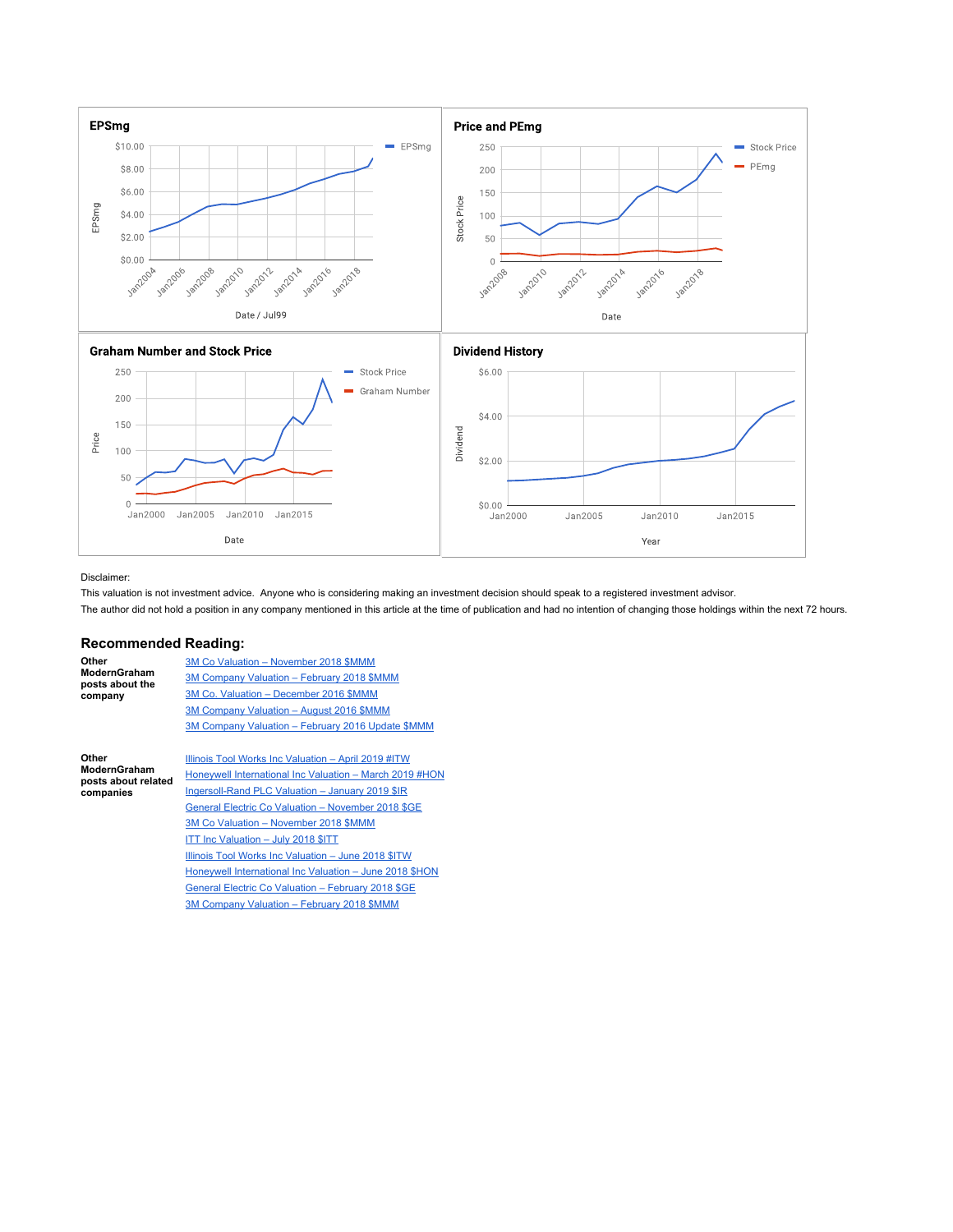**EPSmg**

$10.00
$8.00
$6.00
$4.00
$2.00
$0.00

EPSmg

Jan2004 Jan2006 Jan2008 Jan2010 Jan2012 Jan2014 Jan2016 Jan2018

Date / Jul99

**Price and PEmg**

250
200
150
100
50
0

Stock Price

Stock Price
PEmg

Jan2008 Jan2010 Jan2012 Jan2014 Jan2016 Jan2018

Date

**Graham Number and Stock Price**

250
200
150
100
50
0

Price

Stock Price
Graham Number

Jan2000 Jan2005 Jan2010 Jan2015

Date

**Dividend History**

$6.00
$4.00
$2.00
$0.00

Dividend

Jan2000 Jan2005 Jan2010 Jan2015

Year

Disclaimer:

This valuation is not investment advice. Anyone who is considering making an investment decision should speak to a registered investment advisor.

The author did not hold a position in any company mentioned in this article at the time of publication and had no intention of changing those holdings within the next 72 hours.

## Recommended Reading:

| | |
|---|---|
| **Other ModernGraham posts about the company** | 3M Co Valuation – November 2018 $MMM<br>3M Company Valuation – February 2018 $MMM<br>3M Co. Valuation – December 2016 $MMM<br>3M Company Valuation – August 2016 $MMM<br>3M Company Valuation – February 2016 Update $MMM |
| **Other ModernGraham posts about related companies** | Illinois Tool Works Inc Valuation – April 2019 #ITW<br>Honeywell International Inc Valuation – March 2019 #HON<br>Ingersoll-Rand PLC Valuation – January 2019 $IR<br>General Electric Co Valuation – November 2018 $GE<br>3M Co Valuation – November 2018 $MMM<br>ITT Inc Valuation – July 2018 $ITT<br>Illinois Tool Works Inc Valuation – June 2018 $ITW<br>Honeywell International Inc Valuation – June 2018 $HON<br>General Electric Co Valuation – February 2018 $GE<br>3M Company Valuation – February 2018 $MMM |